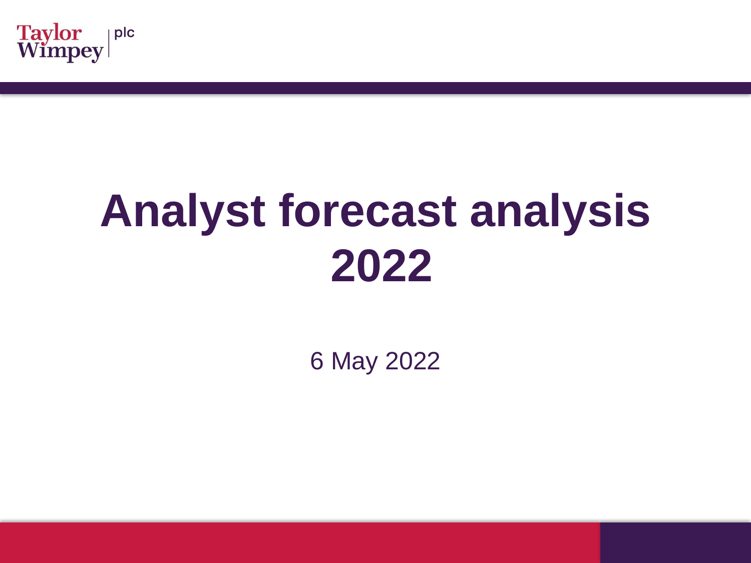Taylor Wimpey plc

# Analyst forecast analysis 2022

6 May 2022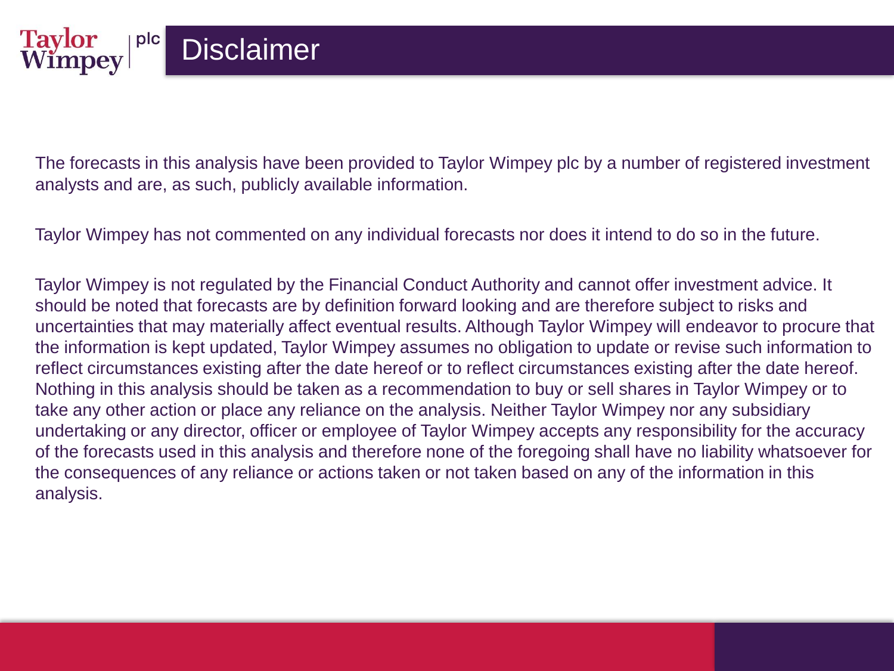# Disclaimer

The forecasts in this analysis have been provided to Taylor Wimpey plc by a number of registered investment analysts and are, as such, publicly available information.

Taylor Wimpey has not commented on any individual forecasts nor does it intend to do so in the future.

Taylor Wimpey is not regulated by the Financial Conduct Authority and cannot offer investment advice. It should be noted that forecasts are by definition forward looking and are therefore subject to risks and uncertainties that may materially affect eventual results. Although Taylor Wimpey will endeavor to procure that the information is kept updated, Taylor Wimpey assumes no obligation to update or revise such information to reflect circumstances existing after the date hereof or to reflect circumstances existing after the date hereof. Nothing in this analysis should be taken as a recommendation to buy or sell shares in Taylor Wimpey or to take any other action or place any reliance on the analysis. Neither Taylor Wimpey nor any subsidiary undertaking or any director, officer or employee of Taylor Wimpey accepts any responsibility for the accuracy of the forecasts used in this analysis and therefore none of the foregoing shall have no liability whatsoever for the consequences of any reliance or actions taken or not taken based on any of the information in this analysis.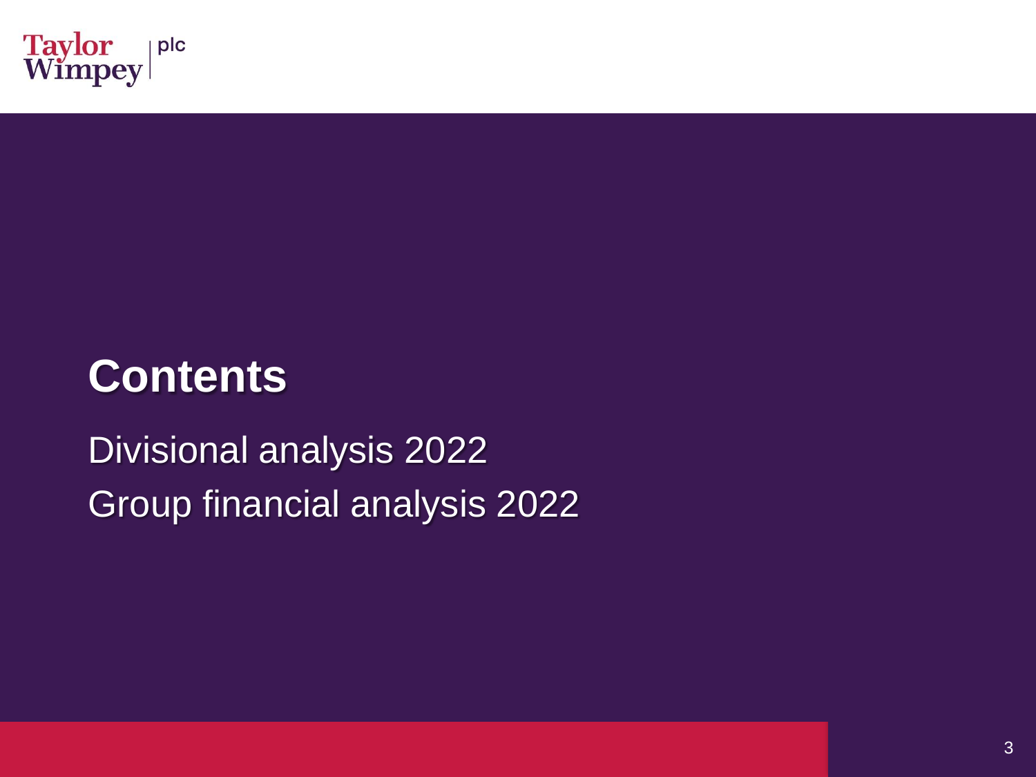# Contents

Divisional analysis 2022

Group financial analysis 2022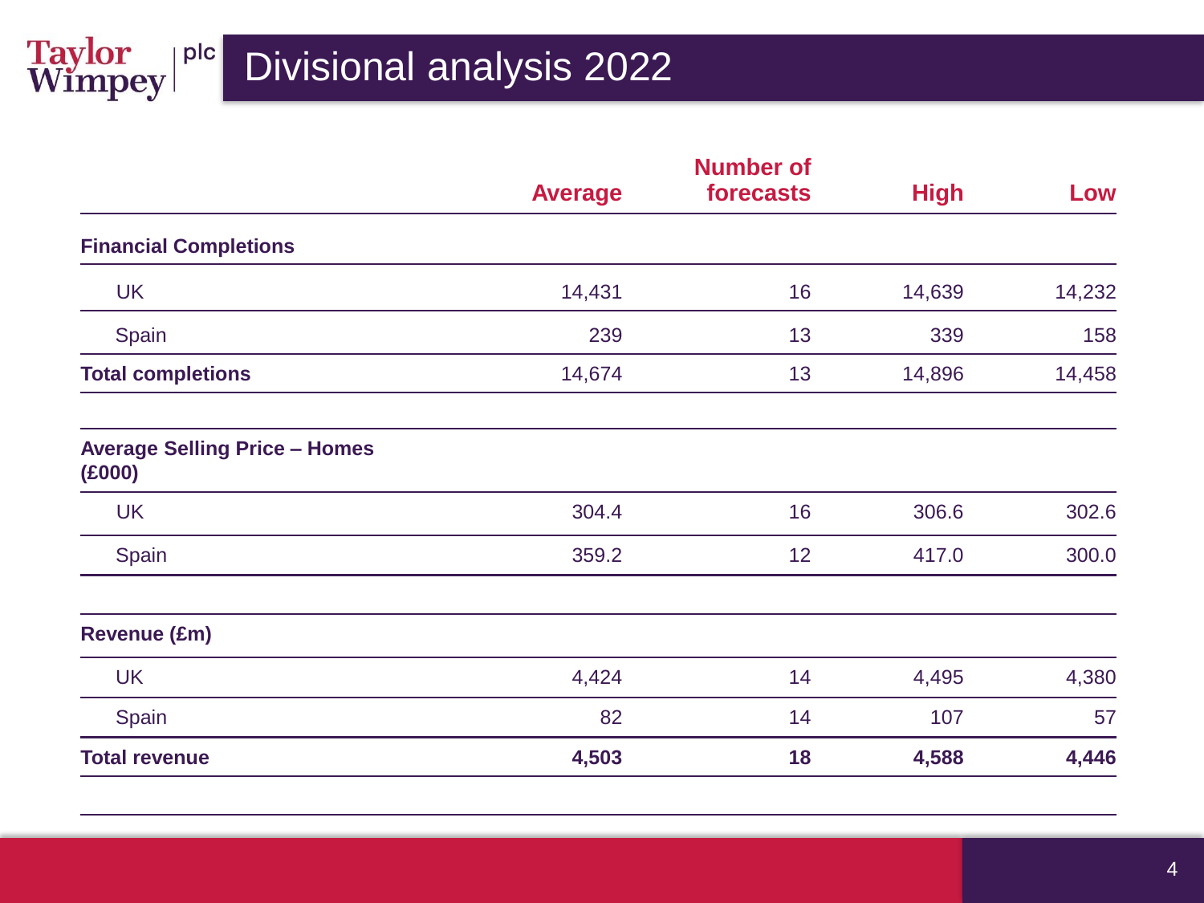# Divisional analysis 2022

| | Average | Number of forecasts | High | Low |
|---|---|---|---|---|
| **Financial Completions** | | | | |
| UK | 14,431 | 16 | 14,639 | 14,232 |
| Spain | 239 | 13 | 339 | 158 |
| **Total completions** | 14,674 | 13 | 14,896 | 14,458 |
| **Average Selling Price – Homes (£000)** | | | | |
| UK | 304.4 | 16 | 306.6 | 302.6 |
| Spain | 359.2 | 12 | 417.0 | 300.0 |
| **Revenue (£m)** | | | | |
| UK | 4,424 | 14 | 4,495 | 4,380 |
| Spain | 82 | 14 | 107 | 57 |
| **Total revenue** | **4,503** | **18** | **4,588** | **4,446** |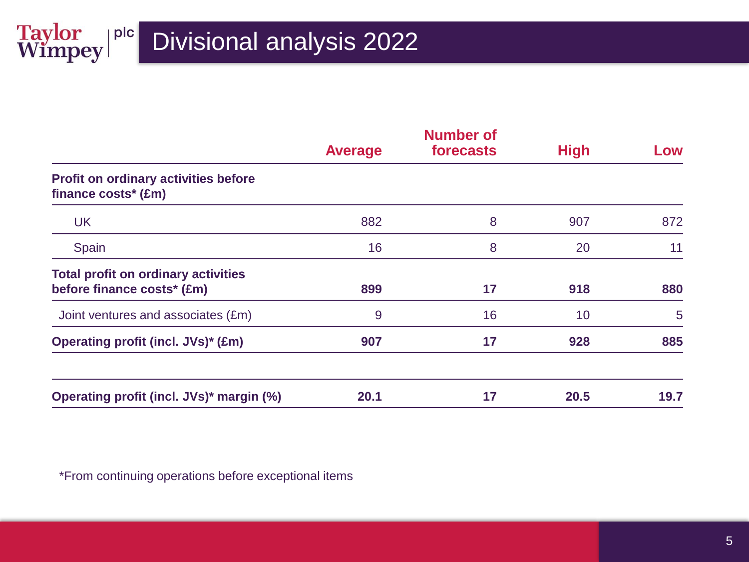# Divisional analysis 2022

| | Average | Number of forecasts | High | Low |
|---|---|---|---|---|
| **Profit on ordinary activities before finance costs* (£m)** | | | | |
| UK | 882 | 8 | 907 | 872 |
| Spain | 16 | 8 | 20 | 11 |
| **Total profit on ordinary activities before finance costs* (£m)** | **899** | **17** | **918** | **880** |
| Joint ventures and associates (£m) | 9 | 16 | 10 | 5 |
| **Operating profit (incl. JVs)* (£m)** | **907** | **17** | **928** | **885** |
| | | | | |
| **Operating profit (incl. JVs)* margin (%)** | **20.1** | **17** | **20.5** | **19.7** |

*From continuing operations before exceptional items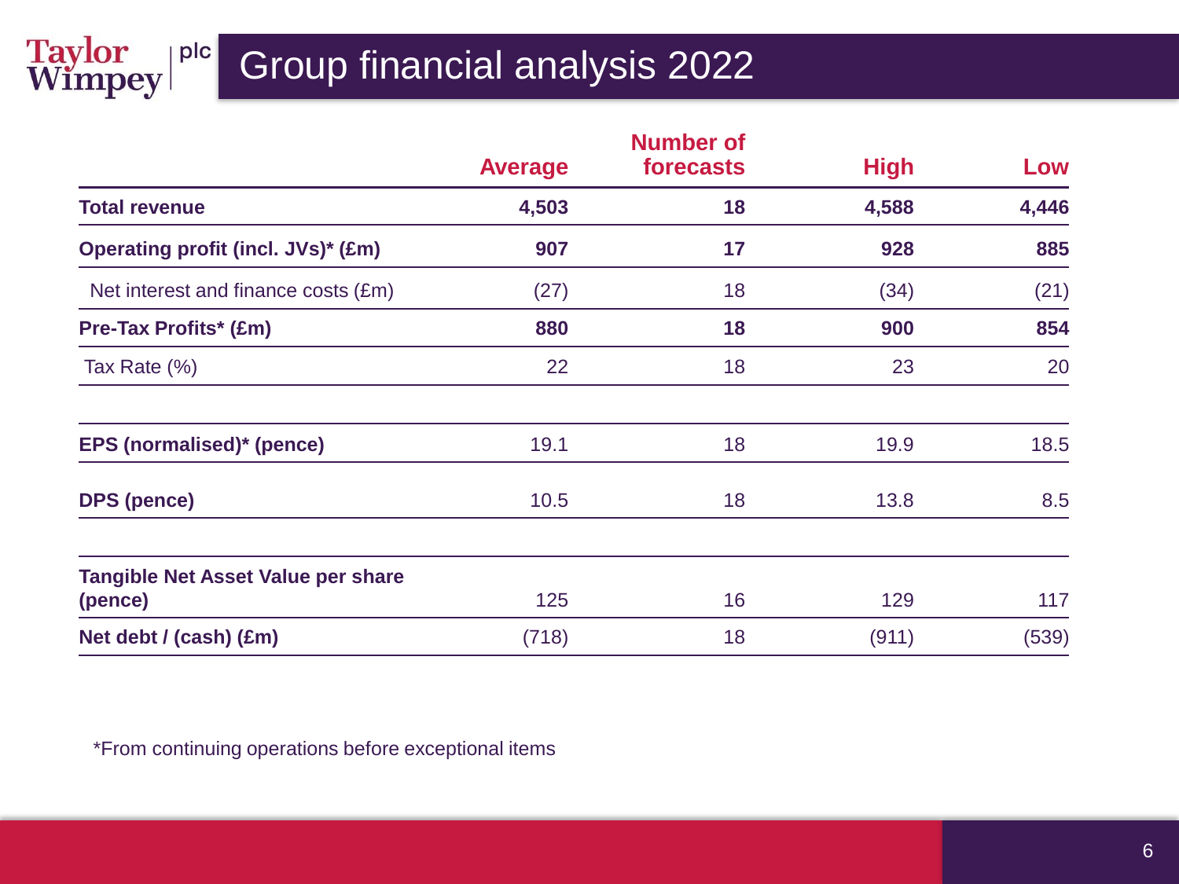# Group financial analysis 2022

| | Average | Number of forecasts | High | Low |
|---|---|---|---|---|
| **Total revenue** | **4,503** | **18** | **4,588** | **4,446** |
| **Operating profit (incl. JVs)* (£m)** | **907** | **17** | **928** | **885** |
| Net interest and finance costs (£m) | (27) | 18 | (34) | (21) |
| **Pre-Tax Profits* (£m)** | **880** | **18** | **900** | **854** |
| Tax Rate (%) | 22 | 18 | 23 | 20 |
| | | | | |
| **EPS (normalised)* (pence)** | 19.1 | 18 | 19.9 | 18.5 |
| **DPS (pence)** | 10.5 | 18 | 13.8 | 8.5 |
| | | | | |
| **Tangible Net Asset Value per share (pence)** | 125 | 16 | 129 | 117 |
| **Net debt / (cash) (£m)** | (718) | 18 | (911) | (539) |

*From continuing operations before exceptional items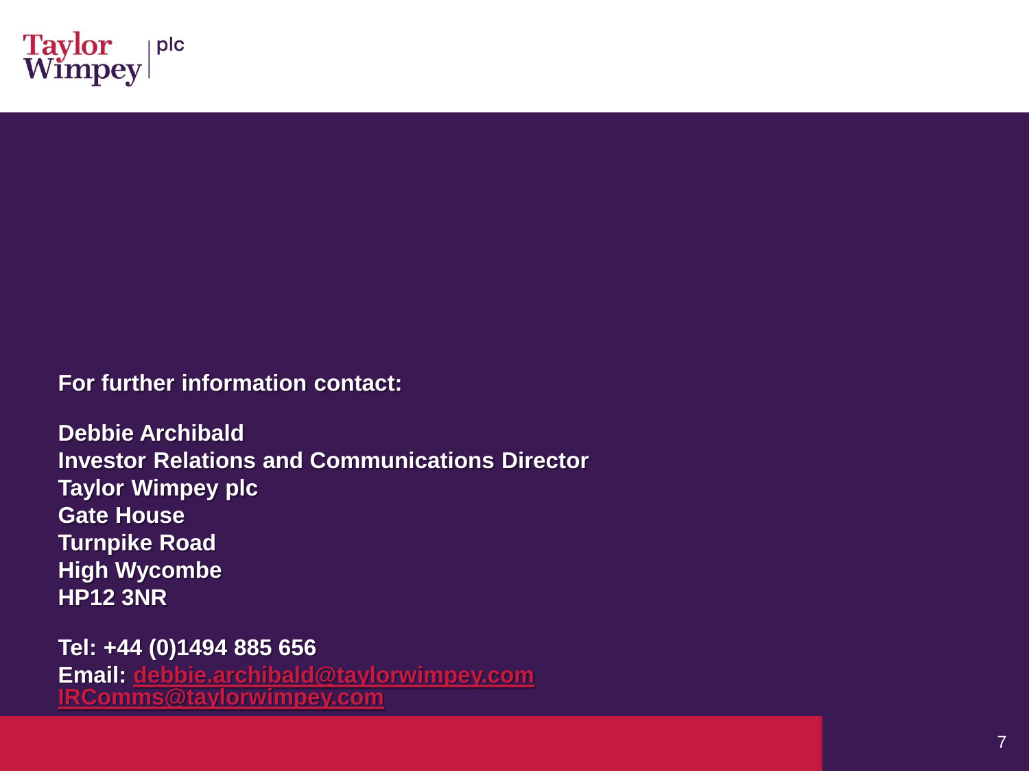Taylor Wimpey plc

**For further information contact:**

**Debbie Archibald**
**Investor Relations and Communications Director**
**Taylor Wimpey plc**
**Gate House**
**Turnpike Road**
**High Wycombe**
**HP12 3NR**

**Tel: +44 (0)1494 885 656**
**Email: debbie.archibald@taylorwimpey.com**
**IRComms@taylorwimpey.com**